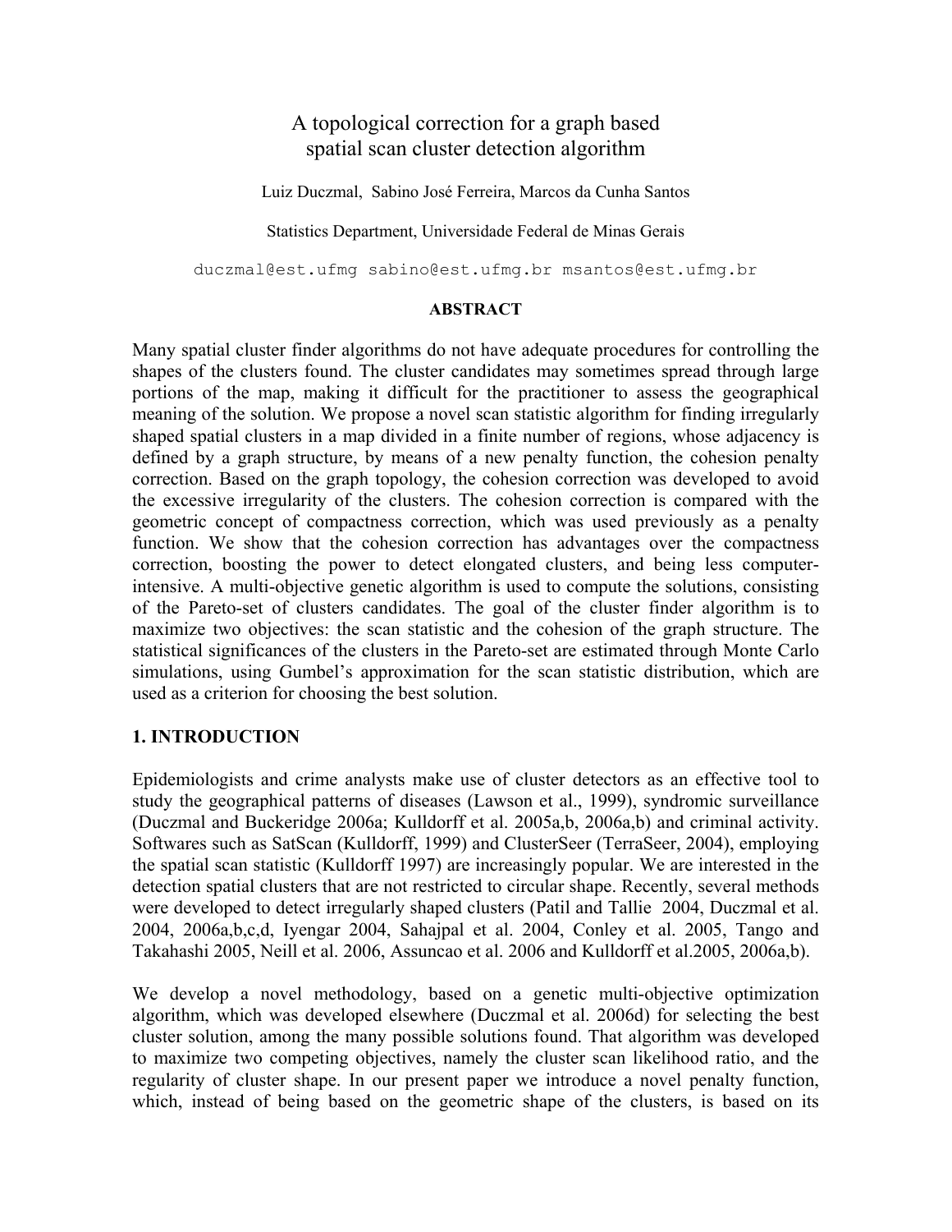# A topological correction for a graph based spatial scan cluster detection algorithm

Luiz Duczmal, Sabino José Ferreira, Marcos da Cunha Santos

Statistics Department, Universidade Federal de Minas Gerais

duczmal@est.ufmg sabino@est.ufmg.br msantos@est.ufmg.br

## ABSTRACT

Many spatial cluster finder algorithms do not have adequate procedures for controlling the shapes of the clusters found. The cluster candidates may sometimes spread through large portions of the map, making it difficult for the practitioner to assess the geographical meaning of the solution. We propose a novel scan statistic algorithm for finding irregularly shaped spatial clusters in a map divided in a finite number of regions, whose adjacency is defined by a graph structure, by means of a new penalty function, the cohesion penalty correction. Based on the graph topology, the cohesion correction was developed to avoid the excessive irregularity of the clusters. The cohesion correction is compared with the geometric concept of compactness correction, which was used previously as a penalty function. We show that the cohesion correction has advantages over the compactness correction, boosting the power to detect elongated clusters, and being less computer-intensive. A multi-objective genetic algorithm is used to compute the solutions, consisting of the Pareto-set of clusters candidates. The goal of the cluster finder algorithm is to maximize two objectives: the scan statistic and the cohesion of the graph structure. The statistical significances of the clusters in the Pareto-set are estimated through Monte Carlo simulations, using Gumbel's approximation for the scan statistic distribution, which are used as a criterion for choosing the best solution.

## 1. INTRODUCTION

Epidemiologists and crime analysts make use of cluster detectors as an effective tool to study the geographical patterns of diseases (Lawson et al., 1999), syndromic surveillance (Duczmal and Buckeridge 2006a; Kulldorff et al. 2005a,b, 2006a,b) and criminal activity. Softwares such as SatScan (Kulldorff, 1999) and ClusterSeer (TerraSeer, 2004), employing the spatial scan statistic (Kulldorff 1997) are increasingly popular. We are interested in the detection spatial clusters that are not restricted to circular shape. Recently, several methods were developed to detect irregularly shaped clusters (Patil and Tallie 2004, Duczmal et al. 2004, 2006a,b,c,d, Iyengar 2004, Sahajpal et al. 2004, Conley et al. 2005, Tango and Takahashi 2005, Neill et al. 2006, Assuncao et al. 2006 and Kulldorff et al.2005, 2006a,b).

We develop a novel methodology, based on a genetic multi-objective optimization algorithm, which was developed elsewhere (Duczmal et al. 2006d) for selecting the best cluster solution, among the many possible solutions found. That algorithm was developed to maximize two competing objectives, namely the cluster scan likelihood ratio, and the regularity of cluster shape. In our present paper we introduce a novel penalty function, which, instead of being based on the geometric shape of the clusters, is based on its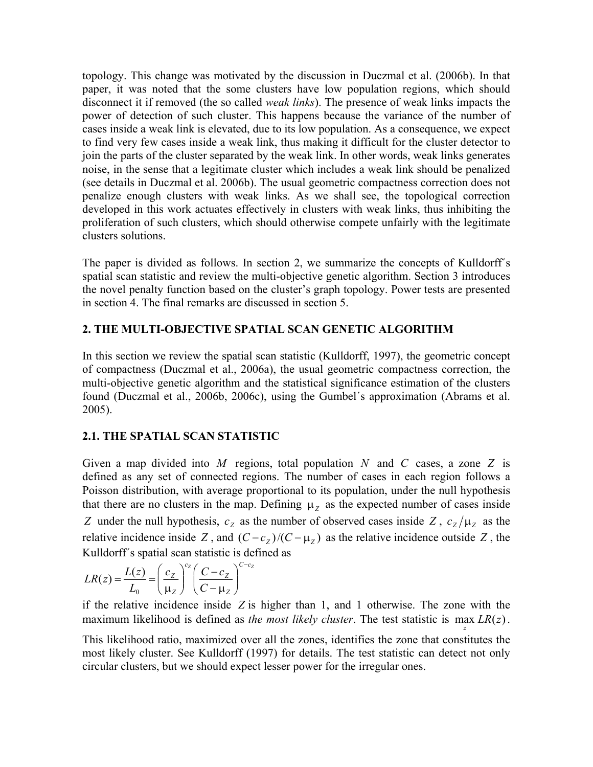topology. This change was motivated by the discussion in Duczmal et al. (2006b). In that paper, it was noted that the some clusters have low population regions, which should disconnect it if removed (the so called *weak links*). The presence of weak links impacts the power of detection of such cluster. This happens because the variance of the number of cases inside a weak link is elevated, due to its low population. As a consequence, we expect to find very few cases inside a weak link, thus making it difficult for the cluster detector to join the parts of the cluster separated by the weak link. In other words, weak links generates noise, in the sense that a legitimate cluster which includes a weak link should be penalized (see details in Duczmal et al. 2006b). The usual geometric compactness correction does not penalize enough clusters with weak links. As we shall see, the topological correction developed in this work actuates effectively in clusters with weak links, thus inhibiting the proliferation of such clusters, which should otherwise compete unfairly with the legitimate clusters solutions.

The paper is divided as follows. In section 2, we summarize the concepts of Kulldorff´s spatial scan statistic and review the multi-objective genetic algorithm. Section 3 introduces the novel penalty function based on the cluster's graph topology. Power tests are presented in section 4. The final remarks are discussed in section 5.

## 2. THE MULTI-OBJECTIVE SPATIAL SCAN GENETIC ALGORITHM

In this section we review the spatial scan statistic (Kulldorff, 1997), the geometric concept of compactness (Duczmal et al., 2006a), the usual geometric compactness correction, the multi-objective genetic algorithm and the statistical significance estimation of the clusters found (Duczmal et al., 2006b, 2006c), using the Gumbel´s approximation (Abrams et al. 2005).

### 2.1. THE SPATIAL SCAN STATISTIC

Given a map divided into $M$ regions, total population $N$ and $C$ cases, a zone $Z$ is defined as any set of connected regions. The number of cases in each region follows a Poisson distribution, with average proportional to its population, under the null hypothesis that there are no clusters in the map. Defining $\mu_Z$ as the expected number of cases inside $Z$ under the null hypothesis, $c_Z$ as the number of observed cases inside $Z$, $c_Z/\mu_Z$ as the relative incidence inside $Z$, and $(C-c_Z)/(C-\mu_Z)$ as the relative incidence outside $Z$, the Kulldorff´s spatial scan statistic is defined as

$$LR(z) = \frac{L(z)}{L_0} = \left(\frac{c_Z}{\mu_Z}\right)^{c_Z} \left(\frac{C-c_Z}{C-\mu_Z}\right)^{C-c_Z}$$

if the relative incidence inside $Z$ is higher than 1, and 1 otherwise. The zone with the maximum likelihood is defined as *the most likely cluster*. The test statistic is $\max_z LR(z)$.

This likelihood ratio, maximized over all the zones, identifies the zone that constitutes the most likely cluster. See Kulldorff (1997) for details. The test statistic can detect not only circular clusters, but we should expect lesser power for the irregular ones.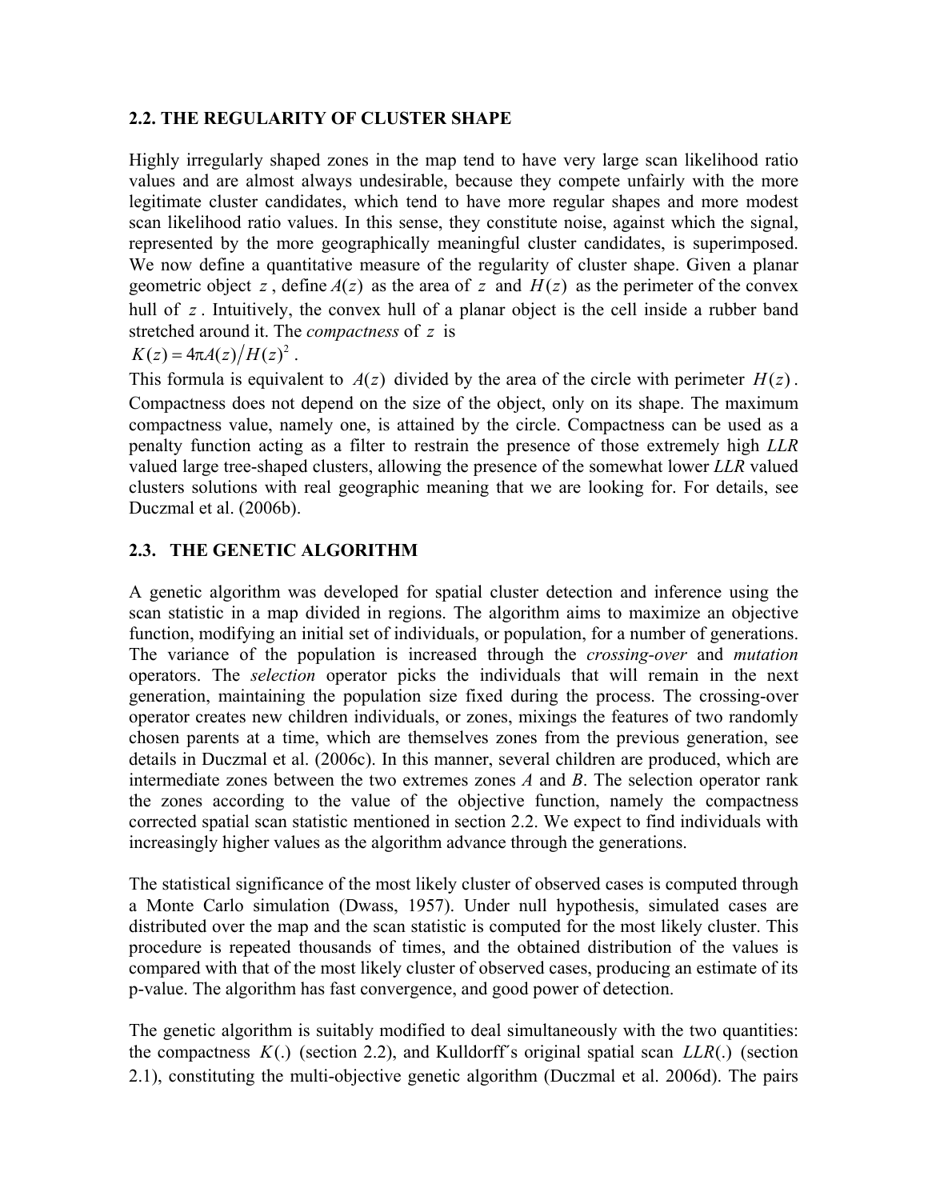## 2.2. THE REGULARITY OF CLUSTER SHAPE

Highly irregularly shaped zones in the map tend to have very large scan likelihood ratio values and are almost always undesirable, because they compete unfairly with the more legitimate cluster candidates, which tend to have more regular shapes and more modest scan likelihood ratio values. In this sense, they constitute noise, against which the signal, represented by the more geographically meaningful cluster candidates, is superimposed. We now define a quantitative measure of the regularity of cluster shape. Given a planar geometric object $z$, define $A(z)$ as the area of $z$ and $H(z)$ as the perimeter of the convex hull of $z$. Intuitively, the convex hull of a planar object is the cell inside a rubber band stretched around it. The *compactness* of $z$ is

$K(z) = 4\pi A(z) / H(z)^2$.

This formula is equivalent to $A(z)$ divided by the area of the circle with perimeter $H(z)$. Compactness does not depend on the size of the object, only on its shape. The maximum compactness value, namely one, is attained by the circle. Compactness can be used as a penalty function acting as a filter to restrain the presence of those extremely high *LLR* valued large tree-shaped clusters, allowing the presence of the somewhat lower *LLR* valued clusters solutions with real geographic meaning that we are looking for. For details, see Duczmal et al. (2006b).

## 2.3. THE GENETIC ALGORITHM

A genetic algorithm was developed for spatial cluster detection and inference using the scan statistic in a map divided in regions. The algorithm aims to maximize an objective function, modifying an initial set of individuals, or population, for a number of generations. The variance of the population is increased through the *crossing-over* and *mutation* operators. The *selection* operator picks the individuals that will remain in the next generation, maintaining the population size fixed during the process. The crossing-over operator creates new children individuals, or zones, mixings the features of two randomly chosen parents at a time, which are themselves zones from the previous generation, see details in Duczmal et al. (2006c). In this manner, several children are produced, which are intermediate zones between the two extremes zones *A* and *B*. The selection operator rank the zones according to the value of the objective function, namely the compactness corrected spatial scan statistic mentioned in section 2.2. We expect to find individuals with increasingly higher values as the algorithm advance through the generations.

The statistical significance of the most likely cluster of observed cases is computed through a Monte Carlo simulation (Dwass, 1957). Under null hypothesis, simulated cases are distributed over the map and the scan statistic is computed for the most likely cluster. This procedure is repeated thousands of times, and the obtained distribution of the values is compared with that of the most likely cluster of observed cases, producing an estimate of its p-value. The algorithm has fast convergence, and good power of detection.

The genetic algorithm is suitably modified to deal simultaneously with the two quantities: the compactness $K(.)$ (section 2.2), and Kulldorff's original spatial scan $LLR(.)$ (section 2.1), constituting the multi-objective genetic algorithm (Duczmal et al. 2006d). The pairs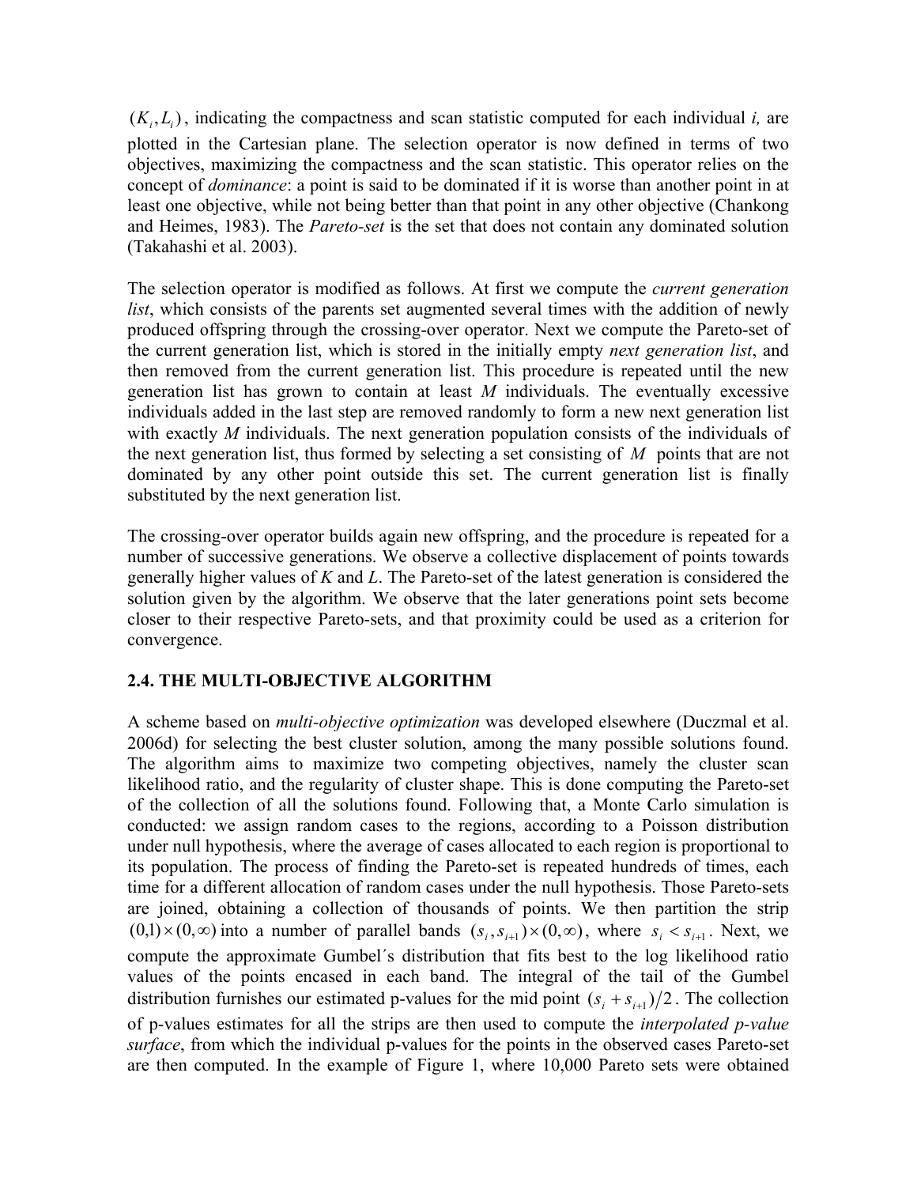$(K_i, L_i)$, indicating the compactness and scan statistic computed for each individual *i,* are plotted in the Cartesian plane. The selection operator is now defined in terms of two objectives, maximizing the compactness and the scan statistic. This operator relies on the concept of *dominance*: a point is said to be dominated if it is worse than another point in at least one objective, while not being better than that point in any other objective (Chankong and Heimes, 1983). The *Pareto-set* is the set that does not contain any dominated solution (Takahashi et al. 2003).

The selection operator is modified as follows. At first we compute the *current generation list*, which consists of the parents set augmented several times with the addition of newly produced offspring through the crossing-over operator. Next we compute the Pareto-set of the current generation list, which is stored in the initially empty *next generation list*, and then removed from the current generation list. This procedure is repeated until the new generation list has grown to contain at least *M* individuals. The eventually excessive individuals added in the last step are removed randomly to form a new next generation list with exactly *M* individuals. The next generation population consists of the individuals of the next generation list, thus formed by selecting a set consisting of *M* points that are not dominated by any other point outside this set. The current generation list is finally substituted by the next generation list.

The crossing-over operator builds again new offspring, and the procedure is repeated for a number of successive generations. We observe a collective displacement of points towards generally higher values of *K* and *L*. The Pareto-set of the latest generation is considered the solution given by the algorithm. We observe that the later generations point sets become closer to their respective Pareto-sets, and that proximity could be used as a criterion for convergence.

## 2.4. THE MULTI-OBJECTIVE ALGORITHM

A scheme based on *multi-objective optimization* was developed elsewhere (Duczmal et al. 2006d) for selecting the best cluster solution, among the many possible solutions found. The algorithm aims to maximize two competing objectives, namely the cluster scan likelihood ratio, and the regularity of cluster shape. This is done computing the Pareto-set of the collection of all the solutions found. Following that, a Monte Carlo simulation is conducted: we assign random cases to the regions, according to a Poisson distribution under null hypothesis, where the average of cases allocated to each region is proportional to its population. The process of finding the Pareto-set is repeated hundreds of times, each time for a different allocation of random cases under the null hypothesis. Those Pareto-sets are joined, obtaining a collection of thousands of points. We then partition the strip $(0,1) \times (0, \infty)$ into a number of parallel bands $(s_i, s_{i+1}) \times (0, \infty)$, where $s_i < s_{i+1}$. Next, we compute the approximate Gumbel´s distribution that fits best to the log likelihood ratio values of the points encased in each band. The integral of the tail of the Gumbel distribution furnishes our estimated p-values for the mid point $(s_i + s_{i+1})/2$. The collection of p-values estimates for all the strips are then used to compute the *interpolated p-value surface*, from which the individual p-values for the points in the observed cases Pareto-set are then computed. In the example of Figure 1, where 10,000 Pareto sets were obtained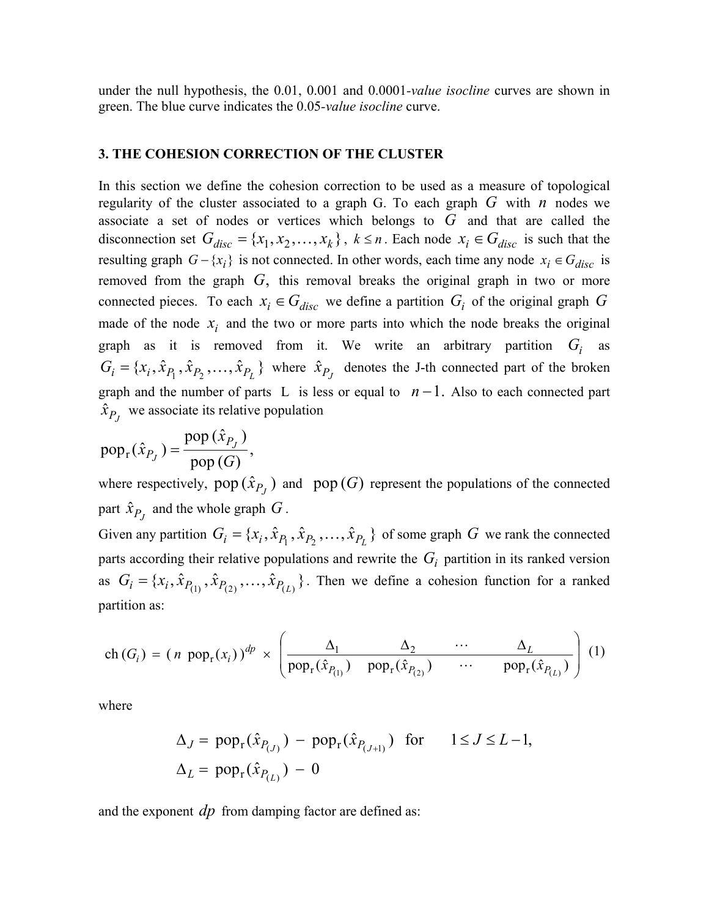under the null hypothesis, the 0.01, 0.001 and 0.0001-*value isocline* curves are shown in green. The blue curve indicates the 0.05-*value isocline* curve.

## 3. THE COHESION CORRECTION OF THE CLUSTER

In this section we define the cohesion correction to be used as a measure of topological regularity of the cluster associated to a graph G. To each graph $G$ with $n$ nodes we associate a set of nodes or vertices which belongs to $G$ and that are called the disconnection set $G_{disc} = \{x_1, x_2, \ldots, x_k\}$, $k \le n$. Each node $x_i \in G_{disc}$ is such that the resulting graph $G - \{x_i\}$ is not connected. In other words, each time any node $x_i \in G_{disc}$ is removed from the graph $G$, this removal breaks the original graph in two or more connected pieces. To each $x_i \in G_{disc}$ we define a partition $G_i$ of the original graph $G$ made of the node $x_i$ and the two or more parts into which the node breaks the original graph as it is removed from it. We write an arbitrary partition $G_i$ as $G_i = \{x_i, \hat{x}_{P_1}, \hat{x}_{P_2}, \ldots, \hat{x}_{P_L}\}$ where $\hat{x}_{P_J}$ denotes the J-th connected part of the broken graph and the number of parts L is less or equal to $n-1$. Also to each connected part $\hat{x}_{P_J}$ we associate its relative population

$$\mathrm{pop_r}(\hat{x}_{P_J}) = \frac{\mathrm{pop}\,(\hat{x}_{P_J})}{\mathrm{pop}\,(G)},$$

where respectively, $\mathrm{pop}\,(\hat{x}_{P_J})$ and $\mathrm{pop}\,(G)$ represent the populations of the connected part $\hat{x}_{P_J}$ and the whole graph $G$.

Given any partition $G_i = \{x_i, \hat{x}_{P_1}, \hat{x}_{P_2}, \ldots, \hat{x}_{P_L}\}$ of some graph $G$ we rank the connected parts according their relative populations and rewrite the $G_i$ partition in its ranked version as $G_i = \{x_i, \hat{x}_{P_{(1)}}, \hat{x}_{P_{(2)}}, \ldots, \hat{x}_{P_{(L)}}\}$. Then we define a cohesion function for a ranked partition as:

$$\mathrm{ch}\,(G_i) = (\,n\ \mathrm{pop_r}(x_i)\,)^{dp} \times \left( \frac{\Delta_1 \qquad \Delta_2 \qquad \cdots \qquad \Delta_L}{\mathrm{pop_r}(\hat{x}_{P_{(1)}}) \quad \mathrm{pop_r}(\hat{x}_{P_{(2)}}) \quad \cdots \quad \mathrm{pop_r}(\hat{x}_{P_{(L)}})} \right) \quad (1)$$

where

$$\Delta_J = \mathrm{pop_r}(\hat{x}_{P_{(J)}}) - \mathrm{pop_r}(\hat{x}_{P_{(J+1)}}) \quad \text{for} \quad 1 \le J \le L-1,$$
$$\Delta_L = \mathrm{pop_r}(\hat{x}_{P_{(L)}}) - 0$$

and the exponent $dp$ from damping factor are defined as: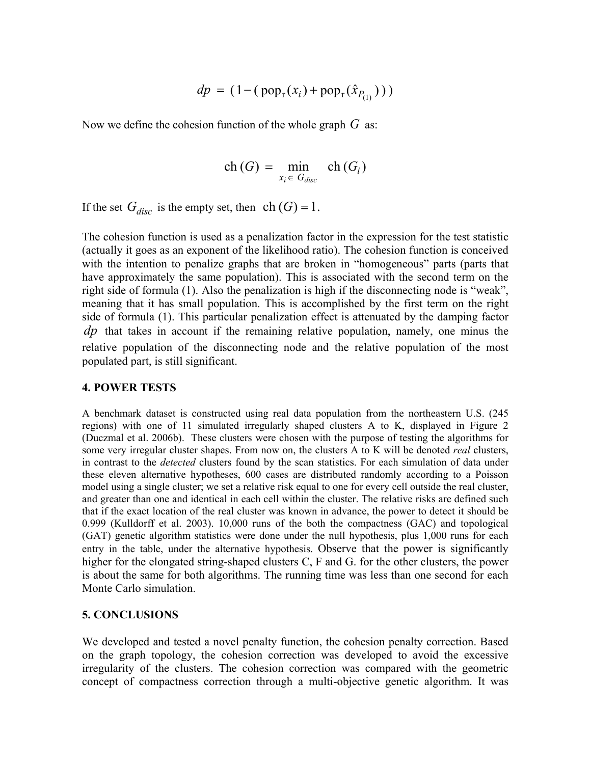$$dp = (1 - (\text{pop}_\text{r}(x_i) + \text{pop}_\text{r}(\hat{x}_{P_{(1)}})))$$

Now we define the cohesion function of the whole graph $G$ as:

$$\text{ch}(G) = \min_{x_i \in G_{disc}} \text{ch}(G_i)$$

If the set $G_{disc}$ is the empty set, then $\text{ch}(G) = 1$.

The cohesion function is used as a penalization factor in the expression for the test statistic (actually it goes as an exponent of the likelihood ratio). The cohesion function is conceived with the intention to penalize graphs that are broken in "homogeneous" parts (parts that have approximately the same population). This is associated with the second term on the right side of formula (1). Also the penalization is high if the disconnecting node is "weak", meaning that it has small population. This is accomplished by the first term on the right side of formula (1). This particular penalization effect is attenuated by the damping factor $dp$ that takes in account if the remaining relative population, namely, one minus the relative population of the disconnecting node and the relative population of the most populated part, is still significant.

## 4. POWER TESTS

A benchmark dataset is constructed using real data population from the northeastern U.S. (245 regions) with one of 11 simulated irregularly shaped clusters A to K, displayed in Figure 2 (Duczmal et al. 2006b). These clusters were chosen with the purpose of testing the algorithms for some very irregular cluster shapes. From now on, the clusters A to K will be denoted *real* clusters, in contrast to the *detected* clusters found by the scan statistics. For each simulation of data under these eleven alternative hypotheses, 600 cases are distributed randomly according to a Poisson model using a single cluster; we set a relative risk equal to one for every cell outside the real cluster, and greater than one and identical in each cell within the cluster. The relative risks are defined such that if the exact location of the real cluster was known in advance, the power to detect it should be 0.999 (Kulldorff et al. 2003). 10,000 runs of the both the compactness (GAC) and topological (GAT) genetic algorithm statistics were done under the null hypothesis, plus 1,000 runs for each entry in the table, under the alternative hypothesis. Observe that the power is significantly higher for the elongated string-shaped clusters C, F and G. for the other clusters, the power is about the same for both algorithms. The running time was less than one second for each Monte Carlo simulation.

## 5. CONCLUSIONS

We developed and tested a novel penalty function, the cohesion penalty correction. Based on the graph topology, the cohesion correction was developed to avoid the excessive irregularity of the clusters. The cohesion correction was compared with the geometric concept of compactness correction through a multi-objective genetic algorithm. It was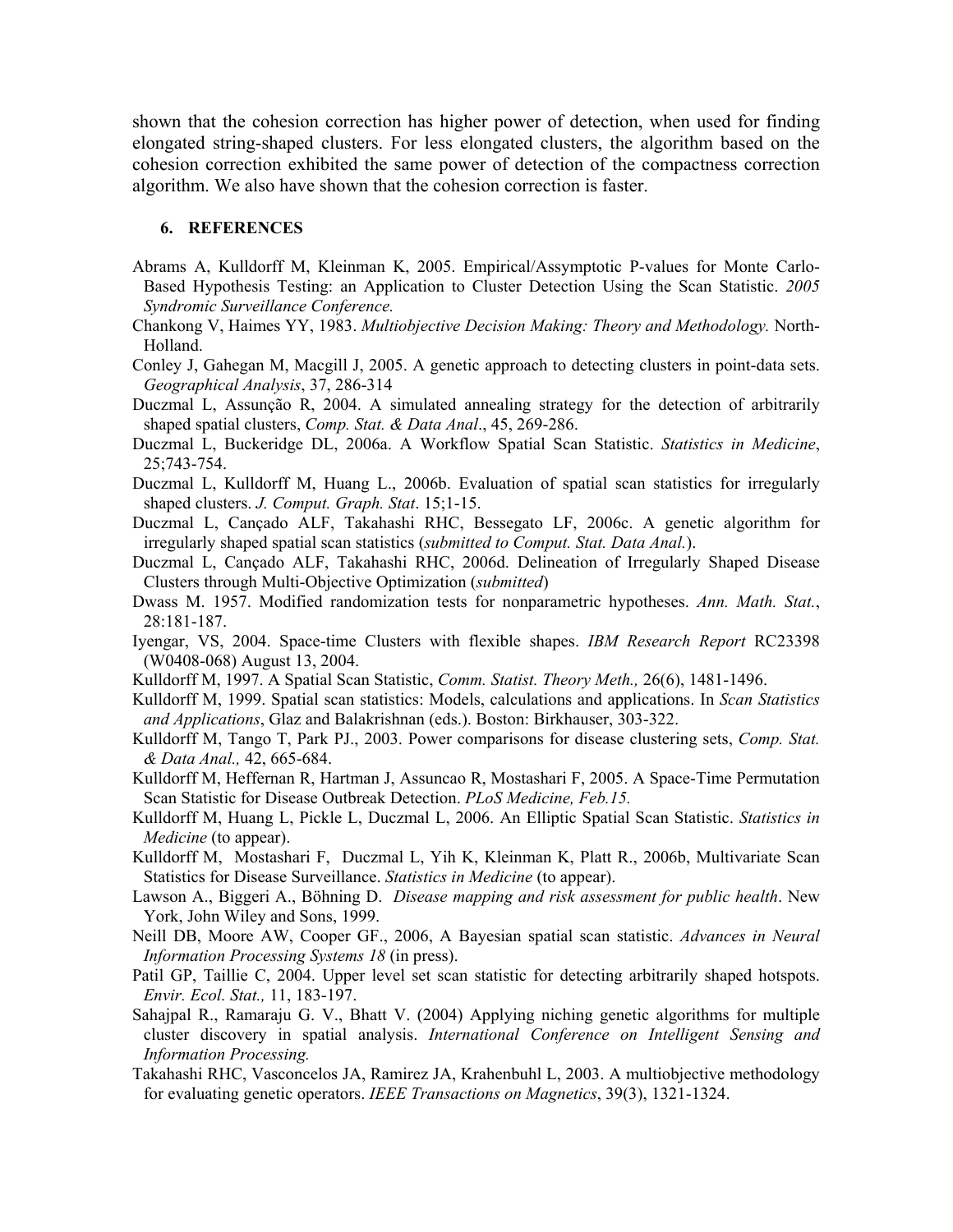shown that the cohesion correction has higher power of detection, when used for finding elongated string-shaped clusters. For less elongated clusters, the algorithm based on the cohesion correction exhibited the same power of detection of the compactness correction algorithm. We also have shown that the cohesion correction is faster.

## 6. REFERENCES

Abrams A, Kulldorff M, Kleinman K, 2005. Empirical/Assymptotic P-values for Monte Carlo-Based Hypothesis Testing: an Application to Cluster Detection Using the Scan Statistic. *2005 Syndromic Surveillance Conference.*

Chankong V, Haimes YY, 1983. *Multiobjective Decision Making: Theory and Methodology.* North-Holland.

Conley J, Gahegan M, Macgill J, 2005. A genetic approach to detecting clusters in point-data sets. *Geographical Analysis*, 37, 286-314

Duczmal L, Assunção R, 2004. A simulated annealing strategy for the detection of arbitrarily shaped spatial clusters, *Comp. Stat. & Data Anal*., 45, 269-286.

Duczmal L, Buckeridge DL, 2006a. A Workflow Spatial Scan Statistic. *Statistics in Medicine*, 25;743-754.

Duczmal L, Kulldorff M, Huang L., 2006b. Evaluation of spatial scan statistics for irregularly shaped clusters. *J. Comput. Graph. Stat*. 15;1-15.

Duczmal L, Cançado ALF, Takahashi RHC, Bessegato LF, 2006c. A genetic algorithm for irregularly shaped spatial scan statistics (*submitted to Comput. Stat. Data Anal.*).

Duczmal L, Cançado ALF, Takahashi RHC, 2006d. Delineation of Irregularly Shaped Disease Clusters through Multi-Objective Optimization (*submitted*)

Dwass M. 1957. Modified randomization tests for nonparametric hypotheses. *Ann. Math. Stat.*, 28:181-187.

Iyengar, VS, 2004. Space-time Clusters with flexible shapes. *IBM Research Report* RC23398 (W0408-068) August 13, 2004.

Kulldorff M, 1997. A Spatial Scan Statistic, *Comm. Statist. Theory Meth.,* 26(6), 1481-1496.

Kulldorff M, 1999. Spatial scan statistics: Models, calculations and applications. In *Scan Statistics and Applications*, Glaz and Balakrishnan (eds.). Boston: Birkhauser, 303-322.

Kulldorff M, Tango T, Park PJ., 2003. Power comparisons for disease clustering sets, *Comp. Stat. & Data Anal.,* 42, 665-684.

Kulldorff M, Heffernan R, Hartman J, Assuncao R, Mostashari F, 2005. A Space-Time Permutation Scan Statistic for Disease Outbreak Detection. *PLoS Medicine, Feb.15.*

Kulldorff M, Huang L, Pickle L, Duczmal L, 2006. An Elliptic Spatial Scan Statistic. *Statistics in Medicine* (to appear).

Kulldorff M, Mostashari F, Duczmal L, Yih K, Kleinman K, Platt R., 2006b, Multivariate Scan Statistics for Disease Surveillance. *Statistics in Medicine* (to appear).

Lawson A., Biggeri A., Böhning D. *Disease mapping and risk assessment for public health*. New York, John Wiley and Sons, 1999.

Neill DB, Moore AW, Cooper GF., 2006, A Bayesian spatial scan statistic. *Advances in Neural Information Processing Systems 18* (in press).

Patil GP, Taillie C, 2004. Upper level set scan statistic for detecting arbitrarily shaped hotspots. *Envir. Ecol. Stat.,* 11, 183-197.

Sahajpal R., Ramaraju G. V., Bhatt V. (2004) Applying niching genetic algorithms for multiple cluster discovery in spatial analysis. *International Conference on Intelligent Sensing and Information Processing.*

Takahashi RHC, Vasconcelos JA, Ramirez JA, Krahenbuhl L, 2003. A multiobjective methodology for evaluating genetic operators. *IEEE Transactions on Magnetics*, 39(3), 1321-1324.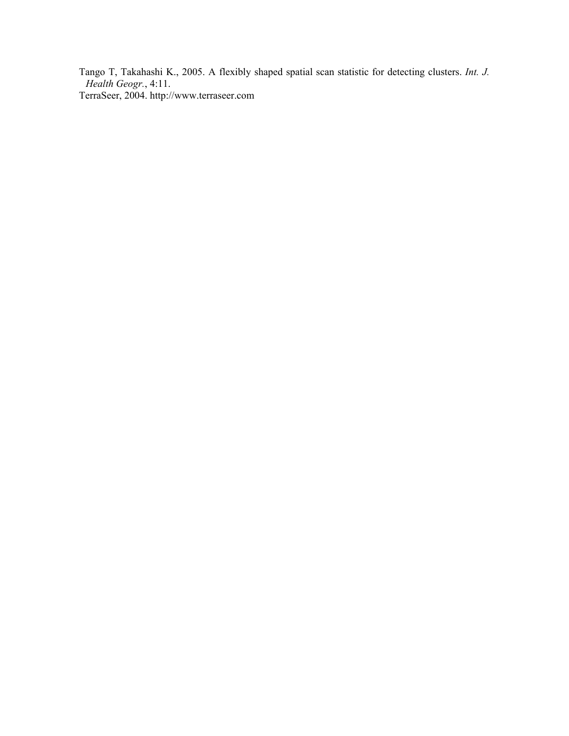Tango T, Takahashi K., 2005. A flexibly shaped spatial scan statistic for detecting clusters. *Int. J. Health Geogr.*, 4:11.

TerraSeer, 2004. http://www.terraseer.com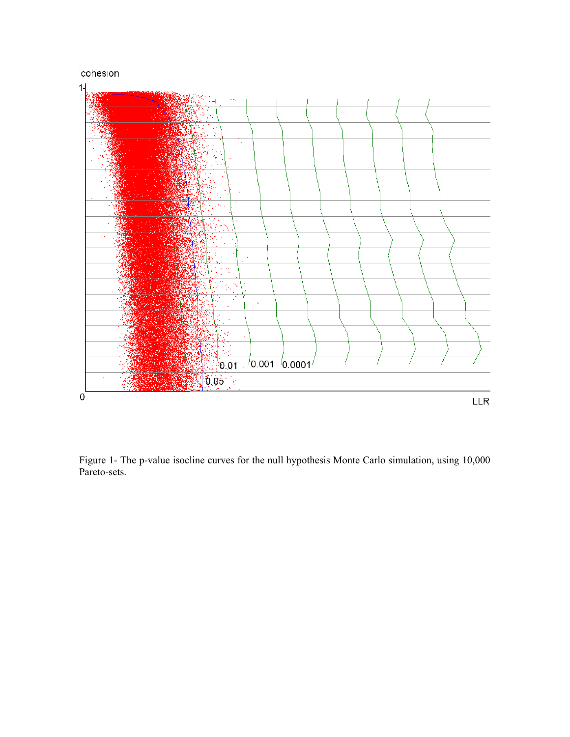Figure 1- The p-value isocline curves for the null hypothesis Monte Carlo simulation, using 10,000 Pareto-sets.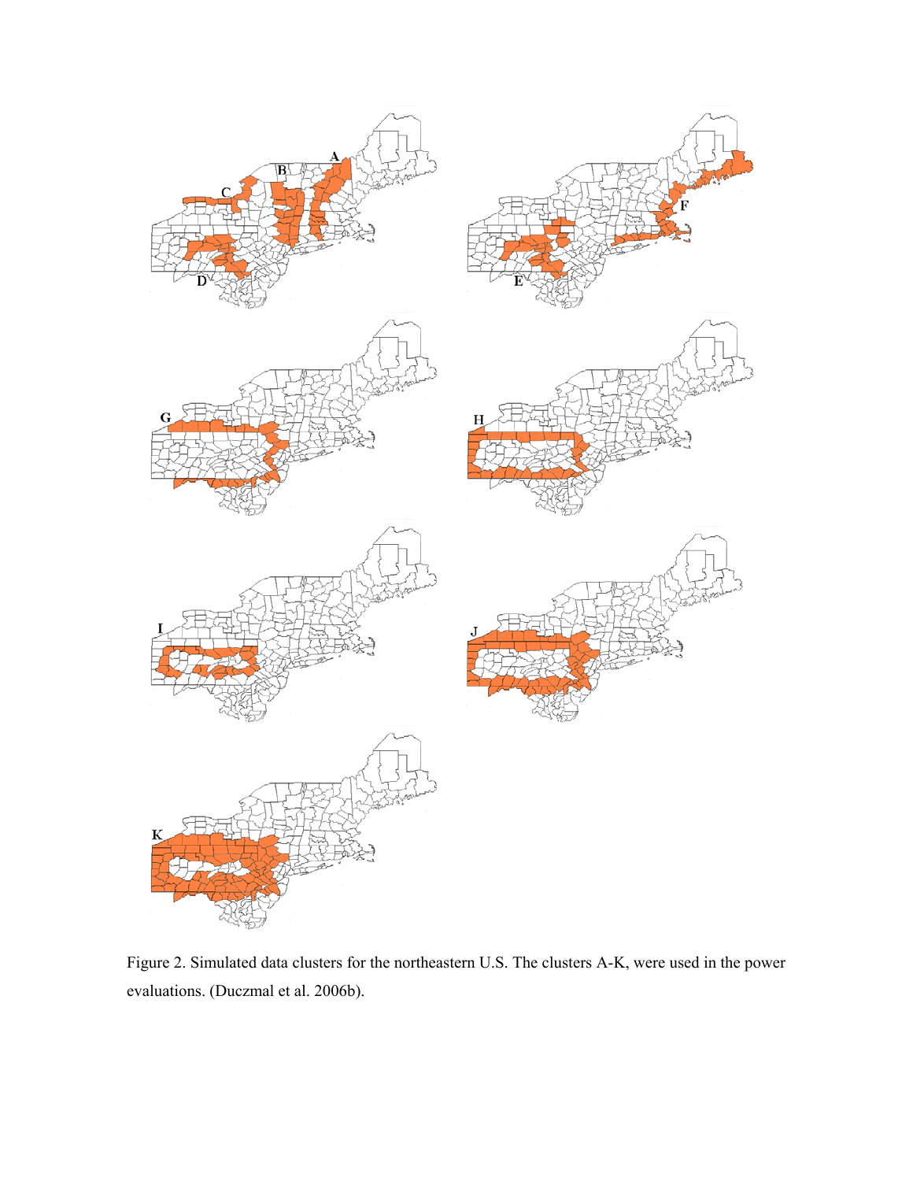Figure 2. Simulated data clusters for the northeastern U.S. The clusters A-K, were used in the power evaluations. (Duczmal et al. 2006b).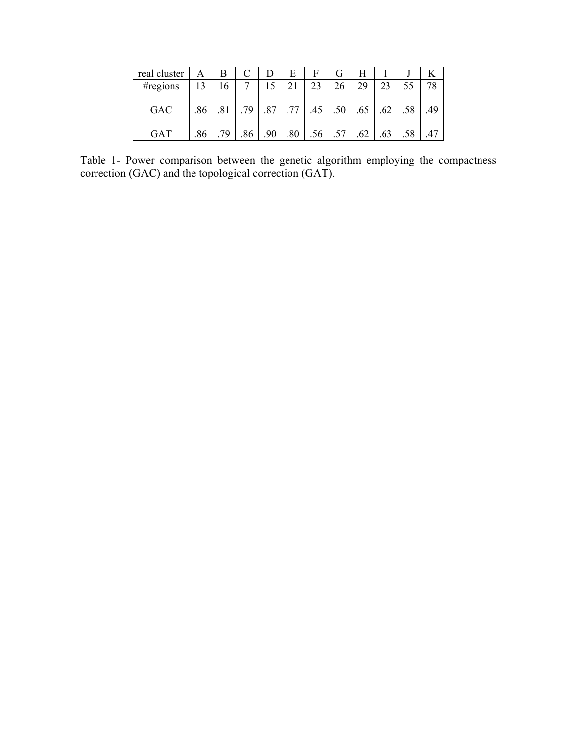| real cluster | A | B | C | D | E | F | G | H | I | J | K |
| --- | --- | --- | --- | --- | --- | --- | --- | --- | --- | --- | --- |
| #regions | 13 | 16 | 7 | 15 | 21 | 23 | 26 | 29 | 23 | 55 | 78 |
| GAC | .86 | .81 | .79 | .87 | .77 | .45 | .50 | .65 | .62 | .58 | .49 |
| GAT | .86 | .79 | .86 | .90 | .80 | .56 | .57 | .62 | .63 | .58 | .47 |

Table 1- Power comparison between the genetic algorithm employing the compactness correction (GAC) and the topological correction (GAT).